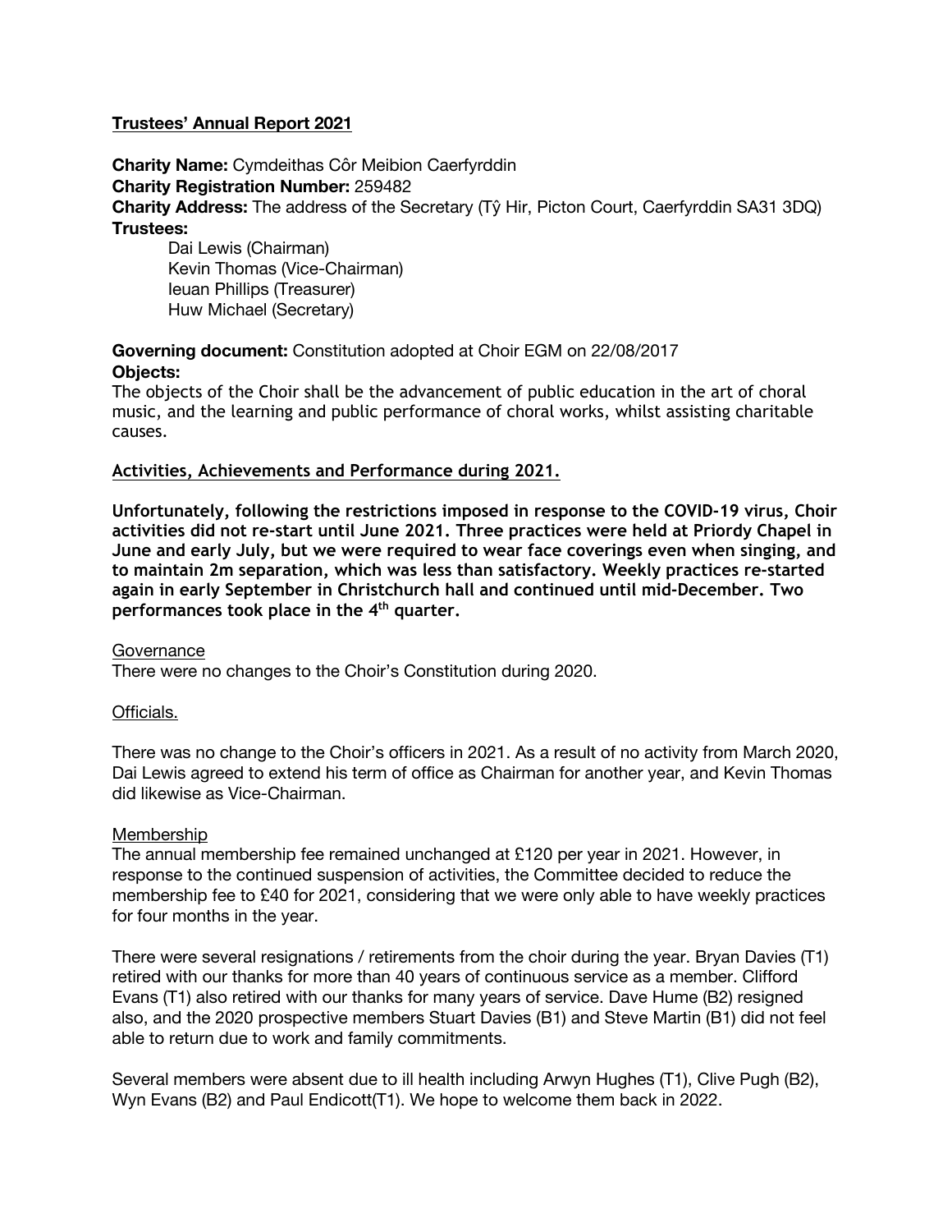# Trustees' Annual Report 2021

**Charity Name:** Cymdeithas Côr Meibion Caerfyrddin
**Charity Registration Number:** 259482
**Charity Address:** The address of the Secretary (Tŷ Hir, Picton Court, Caerfyrddin SA31 3DQ)
**Trustees:**

Dai Lewis (Chairman)
Kevin Thomas (Vice-Chairman)
Ieuan Phillips (Treasurer)
Huw Michael (Secretary)

**Governing document:** Constitution adopted at Choir EGM on 22/08/2017
**Objects:**
The objects of the Choir shall be the advancement of public education in the art of choral music, and the learning and public performance of choral works, whilst assisting charitable causes.

## Activities, Achievements and Performance during 2021.

**Unfortunately, following the restrictions imposed in response to the COVID-19 virus, Choir activities did not re-start until June 2021. Three practices were held at Priordy Chapel in June and early July, but we were required to wear face coverings even when singing, and to maintain 2m separation, which was less than satisfactory. Weekly practices re-started again in early September in Christchurch hall and continued until mid-December. Two performances took place in the 4th quarter.**

### Governance

There were no changes to the Choir's Constitution during 2020.

### Officials.

There was no change to the Choir's officers in 2021. As a result of no activity from March 2020, Dai Lewis agreed to extend his term of office as Chairman for another year, and Kevin Thomas did likewise as Vice-Chairman.

### Membership

The annual membership fee remained unchanged at £120 per year in 2021. However, in response to the continued suspension of activities, the Committee decided to reduce the membership fee to £40 for 2021, considering that we were only able to have weekly practices for four months in the year.

There were several resignations / retirements from the choir during the year. Bryan Davies (T1) retired with our thanks for more than 40 years of continuous service as a member. Clifford Evans (T1) also retired with our thanks for many years of service. Dave Hume (B2) resigned also, and the 2020 prospective members Stuart Davies (B1) and Steve Martin (B1) did not feel able to return due to work and family commitments.

Several members were absent due to ill health including Arwyn Hughes (T1), Clive Pugh (B2), Wyn Evans (B2) and Paul Endicott(T1). We hope to welcome them back in 2022.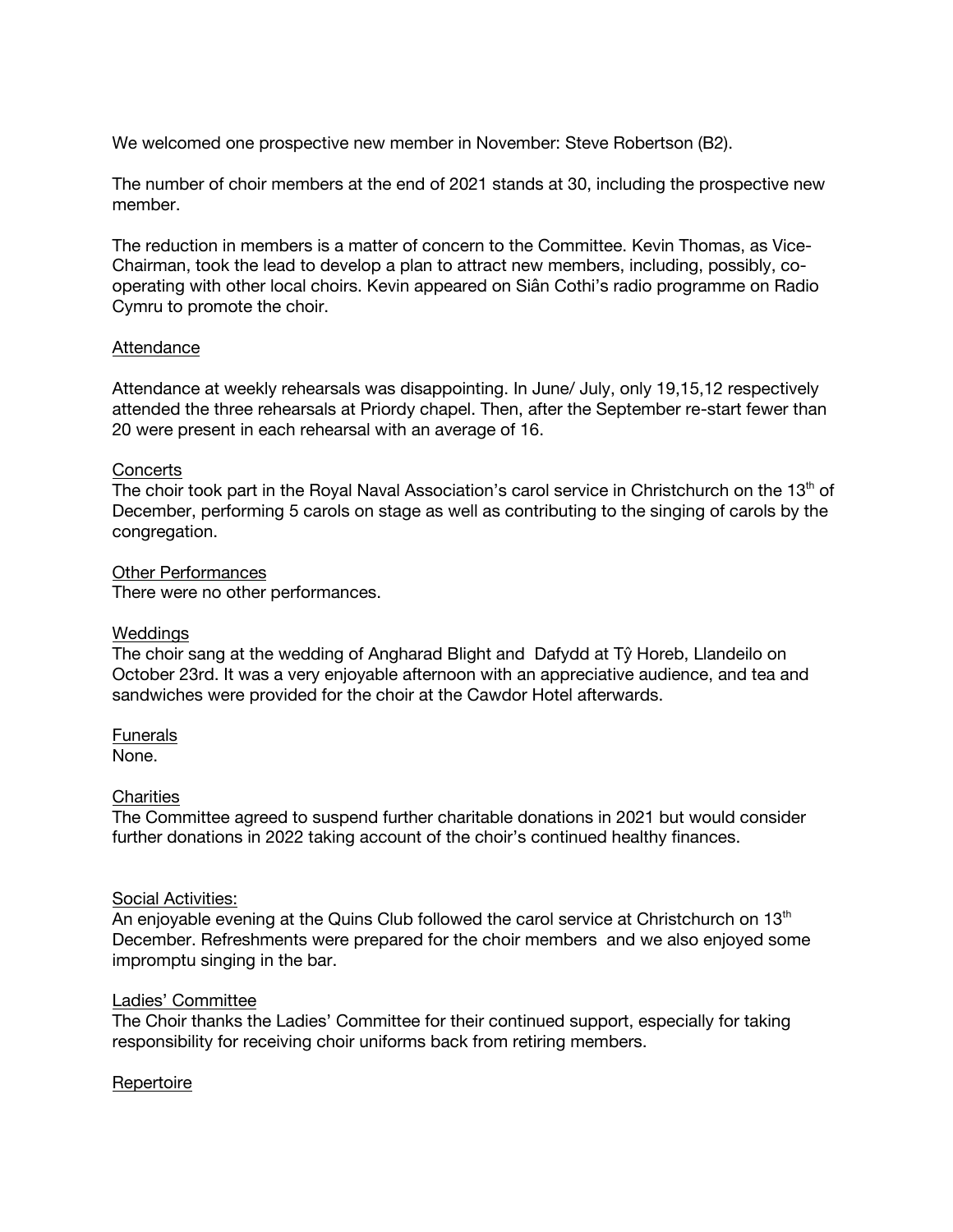We welcomed one prospective new member in November: Steve Robertson (B2).

The number of choir members at the end of 2021 stands at 30, including the prospective new member.

The reduction in members is a matter of concern to the Committee. Kevin Thomas, as Vice-Chairman, took the lead to develop a plan to attract new members, including, possibly, co-operating with other local choirs. Kevin appeared on Siân Cothi's radio programme on Radio Cymru to promote the choir.

<u>Attendance</u>

Attendance at weekly rehearsals was disappointing. In June/ July, only 19,15,12 respectively attended the three rehearsals at Priordy chapel. Then, after the September re-start fewer than 20 were present in each rehearsal with an average of 16.

<u>Concerts</u>

The choir took part in the Royal Naval Association's carol service in Christchurch on the 13th of December, performing 5 carols on stage as well as contributing to the singing of carols by the congregation.

<u>Other Performances</u>

There were no other performances.

<u>Weddings</u>

The choir sang at the wedding of Angharad Blight and Dafydd at Tŷ Horeb, Llandeilo on October 23rd. It was a very enjoyable afternoon with an appreciative audience, and tea and sandwiches were provided for the choir at the Cawdor Hotel afterwards.

<u>Funerals</u>

None.

<u>Charities</u>

The Committee agreed to suspend further charitable donations in 2021 but would consider further donations in 2022 taking account of the choir's continued healthy finances.

<u>Social Activities:</u>

An enjoyable evening at the Quins Club followed the carol service at Christchurch on 13th December. Refreshments were prepared for the choir members and we also enjoyed some impromptu singing in the bar.

<u>Ladies' Committee</u>

The Choir thanks the Ladies' Committee for their continued support, especially for taking responsibility for receiving choir uniforms back from retiring members.

<u>Repertoire</u>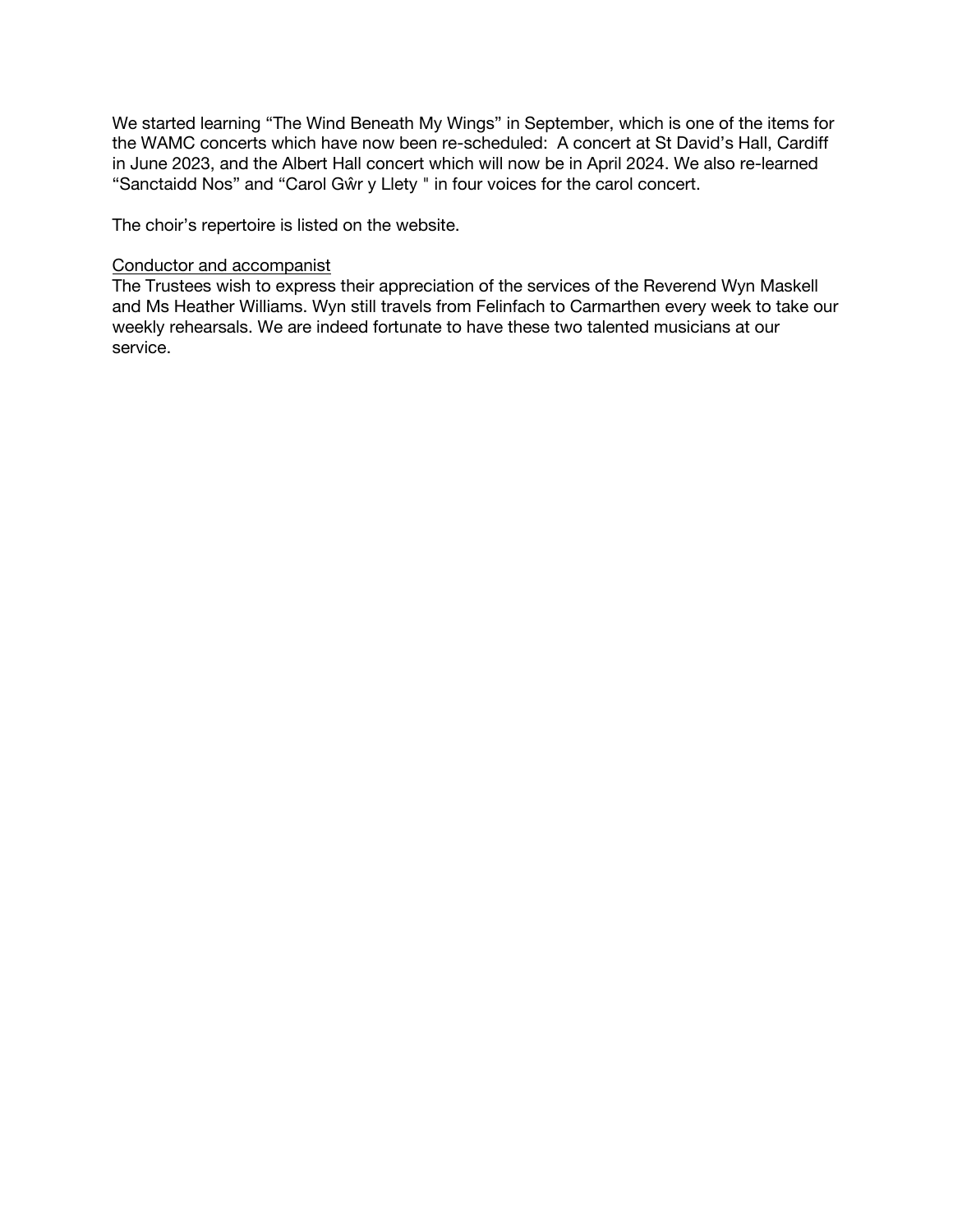We started learning “The Wind Beneath My Wings” in September, which is one of the items for the WAMC concerts which have now been re-scheduled:  A concert at St David’s Hall, Cardiff in June 2023, and the Albert Hall concert which will now be in April 2024. We also re-learned “Sanctaidd Nos” and “Carol Gŵr y Llety " in four voices for the carol concert.

The choir’s repertoire is listed on the website.

<u>Conductor and accompanist</u>
The Trustees wish to express their appreciation of the services of the Reverend Wyn Maskell and Ms Heather Williams. Wyn still travels from Felinfach to Carmarthen every week to take our weekly rehearsals. We are indeed fortunate to have these two talented musicians at our service.